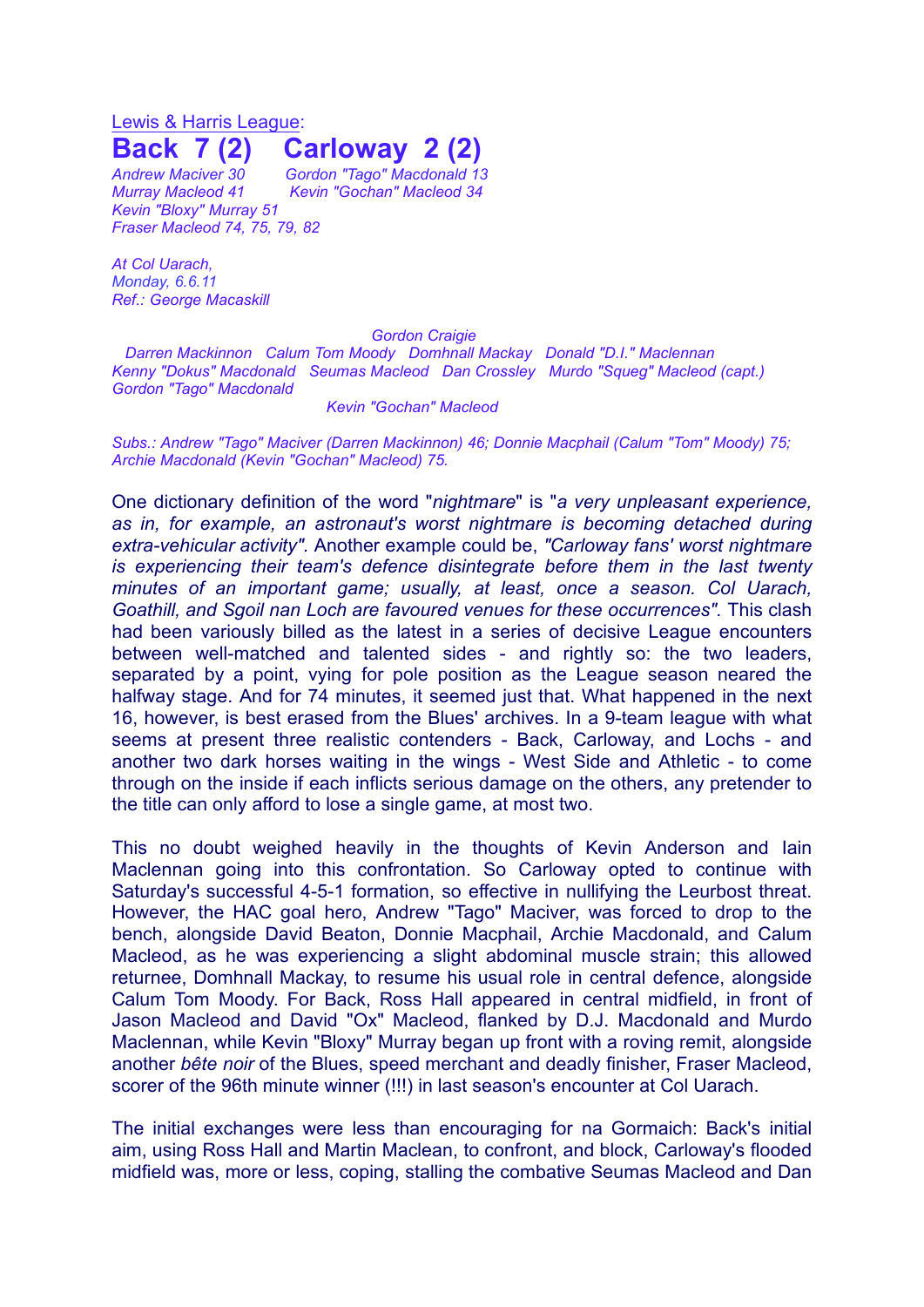Lewis & Harris League:

# Back 7 (2) Carloway 2 (2)

*Andrew Maciver 30* *Gordon "Tago" Macdonald 13*
*Murray Macleod 41* *Kevin "Gochan" Macleod 34*
*Kevin "Bloxy" Murray 51*
*Fraser Macleod 74, 75, 79, 82*

*At Col Uarach,*
*Monday, 6.6.11*
*Ref.: George Macaskill*

*Gordon Craigie*
*Darren Mackinnon Calum Tom Moody Domhnall Mackay Donald "D.I." Maclennan*
*Kenny "Dokus" Macdonald Seumas Macleod Dan Crossley Murdo "Squeg" Macleod (capt.)*
*Gordon "Tago" Macdonald*
*Kevin "Gochan" Macleod*

*Subs.: Andrew "Tago" Maciver (Darren Mackinnon) 46; Donnie Macphail (Calum "Tom" Moody) 75; Archie Macdonald (Kevin "Gochan" Macleod) 75.*

One dictionary definition of the word "*nightmare*" is "*a very unpleasant experience, as in, for example, an astronaut's worst nightmare is becoming detached during extra-vehicular activity".* Another example could be, *"Carloway fans' worst nightmare is experiencing their team's defence disintegrate before them in the last twenty minutes of an important game; usually, at least, once a season. Col Uarach, Goathill, and Sgoil nan Loch are favoured venues for these occurrences".* This clash had been variously billed as the latest in a series of decisive League encounters between well-matched and talented sides - and rightly so: the two leaders, separated by a point, vying for pole position as the League season neared the halfway stage. And for 74 minutes, it seemed just that. What happened in the next 16, however, is best erased from the Blues' archives. In a 9-team league with what seems at present three realistic contenders - Back, Carloway, and Lochs - and another two dark horses waiting in the wings - West Side and Athletic - to come through on the inside if each inflicts serious damage on the others, any pretender to the title can only afford to lose a single game, at most two.

This no doubt weighed heavily in the thoughts of Kevin Anderson and Iain Maclennan going into this confrontation. So Carloway opted to continue with Saturday's successful 4-5-1 formation, so effective in nullifying the Leurbost threat. However, the HAC goal hero, Andrew "Tago" Maciver, was forced to drop to the bench, alongside David Beaton, Donnie Macphail, Archie Macdonald, and Calum Macleod, as he was experiencing a slight abdominal muscle strain; this allowed returnee, Domhnall Mackay, to resume his usual role in central defence, alongside Calum Tom Moody. For Back, Ross Hall appeared in central midfield, in front of Jason Macleod and David "Ox" Macleod, flanked by D.J. Macdonald and Murdo Maclennan, while Kevin "Bloxy" Murray began up front with a roving remit, alongside another *bête noir* of the Blues, speed merchant and deadly finisher, Fraser Macleod, scorer of the 96th minute winner (!!!) in last season's encounter at Col Uarach.

The initial exchanges were less than encouraging for na Gormaich: Back's initial aim, using Ross Hall and Martin Maclean, to confront, and block, Carloway's flooded midfield was, more or less, coping, stalling the combative Seumas Macleod and Dan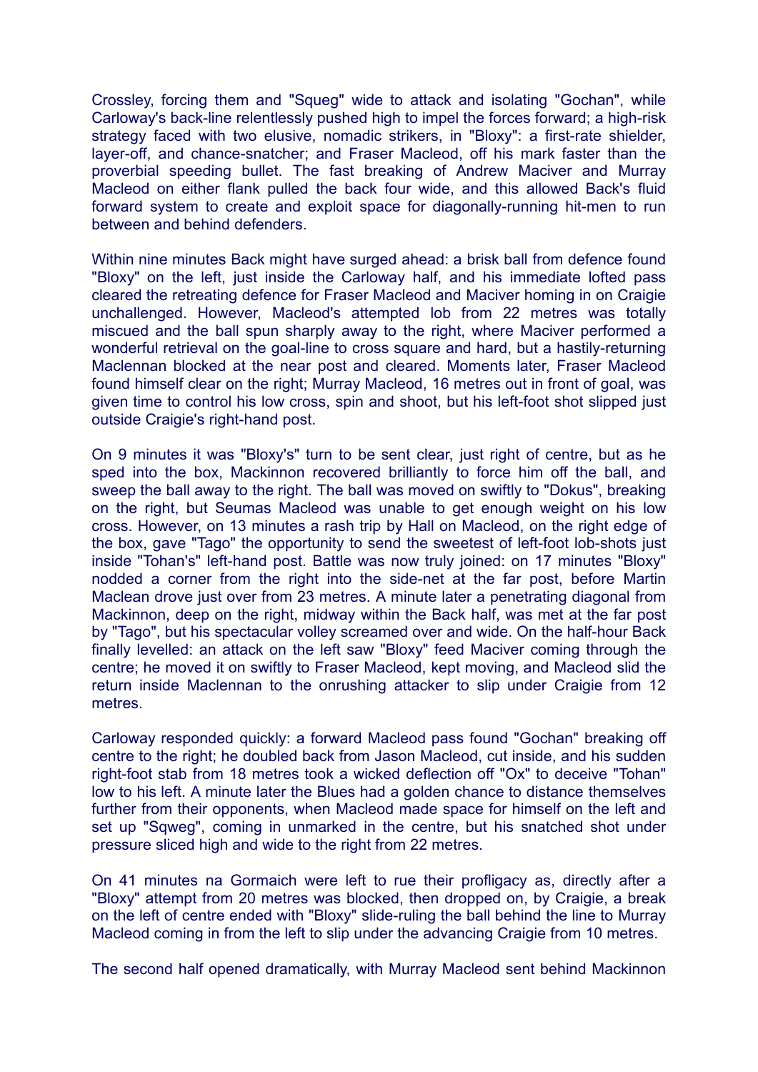Crossley, forcing them and "Squeg" wide to attack and isolating "Gochan", while Carloway's back-line relentlessly pushed high to impel the forces forward; a high-risk strategy faced with two elusive, nomadic strikers, in "Bloxy": a first-rate shielder, layer-off, and chance-snatcher; and Fraser Macleod, off his mark faster than the proverbial speeding bullet. The fast breaking of Andrew Maciver and Murray Macleod on either flank pulled the back four wide, and this allowed Back's fluid forward system to create and exploit space for diagonally-running hit-men to run between and behind defenders.

Within nine minutes Back might have surged ahead: a brisk ball from defence found "Bloxy" on the left, just inside the Carloway half, and his immediate lofted pass cleared the retreating defence for Fraser Macleod and Maciver homing in on Craigie unchallenged. However, Macleod's attempted lob from 22 metres was totally miscued and the ball spun sharply away to the right, where Maciver performed a wonderful retrieval on the goal-line to cross square and hard, but a hastily-returning Maclennan blocked at the near post and cleared. Moments later, Fraser Macleod found himself clear on the right; Murray Macleod, 16 metres out in front of goal, was given time to control his low cross, spin and shoot, but his left-foot shot slipped just outside Craigie's right-hand post.

On 9 minutes it was "Bloxy's" turn to be sent clear, just right of centre, but as he sped into the box, Mackinnon recovered brilliantly to force him off the ball, and sweep the ball away to the right. The ball was moved on swiftly to "Dokus", breaking on the right, but Seumas Macleod was unable to get enough weight on his low cross. However, on 13 minutes a rash trip by Hall on Macleod, on the right edge of the box, gave "Tago" the opportunity to send the sweetest of left-foot lob-shots just inside "Tohan's" left-hand post. Battle was now truly joined: on 17 minutes "Bloxy" nodded a corner from the right into the side-net at the far post, before Martin Maclean drove just over from 23 metres. A minute later a penetrating diagonal from Mackinnon, deep on the right, midway within the Back half, was met at the far post by "Tago", but his spectacular volley screamed over and wide. On the half-hour Back finally levelled: an attack on the left saw "Bloxy" feed Maciver coming through the centre; he moved it on swiftly to Fraser Macleod, kept moving, and Macleod slid the return inside Maclennan to the onrushing attacker to slip under Craigie from 12 metres.

Carloway responded quickly: a forward Macleod pass found "Gochan" breaking off centre to the right; he doubled back from Jason Macleod, cut inside, and his sudden right-foot stab from 18 metres took a wicked deflection off "Ox" to deceive "Tohan" low to his left. A minute later the Blues had a golden chance to distance themselves further from their opponents, when Macleod made space for himself on the left and set up "Sqweg", coming in unmarked in the centre, but his snatched shot under pressure sliced high and wide to the right from 22 metres.

On 41 minutes na Gormaich were left to rue their profligacy as, directly after a "Bloxy" attempt from 20 metres was blocked, then dropped on, by Craigie, a break on the left of centre ended with "Bloxy" slide-ruling the ball behind the line to Murray Macleod coming in from the left to slip under the advancing Craigie from 10 metres.

The second half opened dramatically, with Murray Macleod sent behind Mackinnon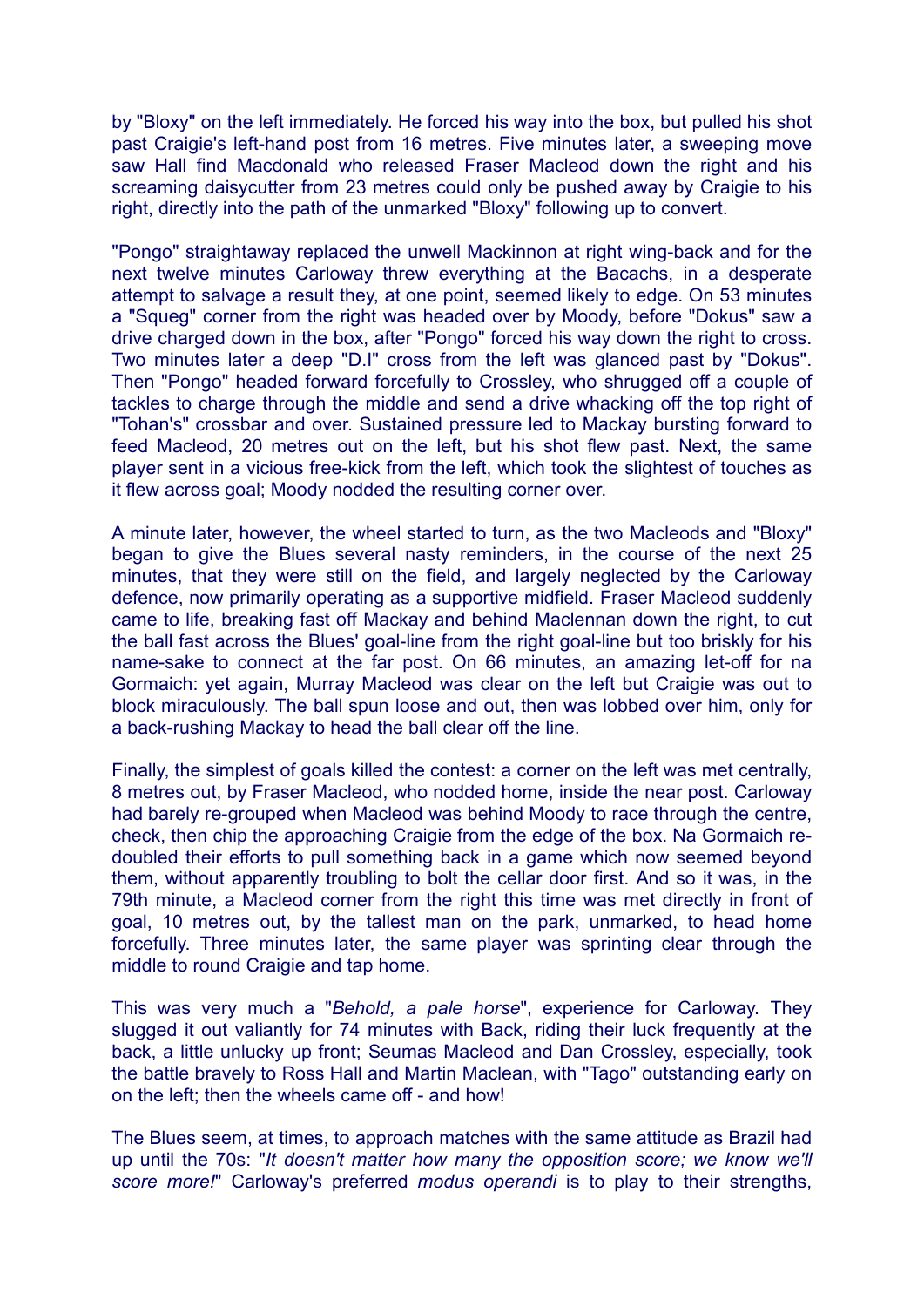by "Bloxy" on the left immediately. He forced his way into the box, but pulled his shot past Craigie's left-hand post from 16 metres. Five minutes later, a sweeping move saw Hall find Macdonald who released Fraser Macleod down the right and his screaming daisycutter from 23 metres could only be pushed away by Craigie to his right, directly into the path of the unmarked "Bloxy" following up to convert.

"Pongo" straightaway replaced the unwell Mackinnon at right wing-back and for the next twelve minutes Carloway threw everything at the Bacachs, in a desperate attempt to salvage a result they, at one point, seemed likely to edge. On 53 minutes a "Squeg" corner from the right was headed over by Moody, before "Dokus" saw a drive charged down in the box, after "Pongo" forced his way down the right to cross. Two minutes later a deep "D.I" cross from the left was glanced past by "Dokus". Then "Pongo" headed forward forcefully to Crossley, who shrugged off a couple of tackles to charge through the middle and send a drive whacking off the top right of "Tohan's" crossbar and over. Sustained pressure led to Mackay bursting forward to feed Macleod, 20 metres out on the left, but his shot flew past. Next, the same player sent in a vicious free-kick from the left, which took the slightest of touches as it flew across goal; Moody nodded the resulting corner over.

A minute later, however, the wheel started to turn, as the two Macleods and "Bloxy" began to give the Blues several nasty reminders, in the course of the next 25 minutes, that they were still on the field, and largely neglected by the Carloway defence, now primarily operating as a supportive midfield. Fraser Macleod suddenly came to life, breaking fast off Mackay and behind Maclennan down the right, to cut the ball fast across the Blues' goal-line from the right goal-line but too briskly for his name-sake to connect at the far post. On 66 minutes, an amazing let-off for na Gormaich: yet again, Murray Macleod was clear on the left but Craigie was out to block miraculously. The ball spun loose and out, then was lobbed over him, only for a back-rushing Mackay to head the ball clear off the line.

Finally, the simplest of goals killed the contest: a corner on the left was met centrally, 8 metres out, by Fraser Macleod, who nodded home, inside the near post. Carloway had barely re-grouped when Macleod was behind Moody to race through the centre, check, then chip the approaching Craigie from the edge of the box. Na Gormaich re-doubled their efforts to pull something back in a game which now seemed beyond them, without apparently troubling to bolt the cellar door first. And so it was, in the 79th minute, a Macleod corner from the right this time was met directly in front of goal, 10 metres out, by the tallest man on the park, unmarked, to head home forcefully. Three minutes later, the same player was sprinting clear through the middle to round Craigie and tap home.

This was very much a "*Behold, a pale horse*", experience for Carloway. They slugged it out valiantly for 74 minutes with Back, riding their luck frequently at the back, a little unlucky up front; Seumas Macleod and Dan Crossley, especially, took the battle bravely to Ross Hall and Martin Maclean, with "Tago" outstanding early on on the left; then the wheels came off - and how!

The Blues seem, at times, to approach matches with the same attitude as Brazil had up until the 70s: "*It doesn't matter how many the opposition score; we know we'll score more!*" Carloway's preferred *modus operandi* is to play to their strengths,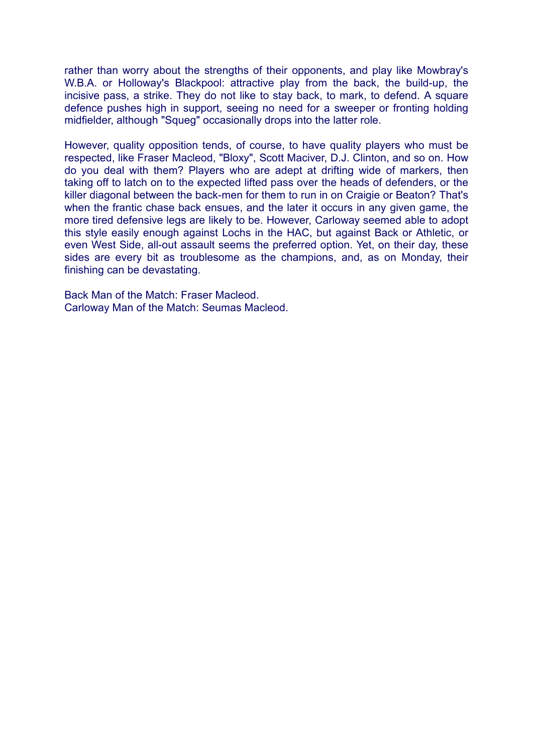rather than worry about the strengths of their opponents, and play like Mowbray's W.B.A. or Holloway's Blackpool: attractive play from the back, the build-up, the incisive pass, a strike. They do not like to stay back, to mark, to defend. A square defence pushes high in support, seeing no need for a sweeper or fronting holding midfielder, although "Squeg" occasionally drops into the latter role.

However, quality opposition tends, of course, to have quality players who must be respected, like Fraser Macleod, "Bloxy", Scott Maciver, D.J. Clinton, and so on. How do you deal with them? Players who are adept at drifting wide of markers, then taking off to latch on to the expected lifted pass over the heads of defenders, or the killer diagonal between the back-men for them to run in on Craigie or Beaton? That's when the frantic chase back ensues, and the later it occurs in any given game, the more tired defensive legs are likely to be. However, Carloway seemed able to adopt this style easily enough against Lochs in the HAC, but against Back or Athletic, or even West Side, all-out assault seems the preferred option. Yet, on their day, these sides are every bit as troublesome as the champions, and, as on Monday, their finishing can be devastating.

Back Man of the Match: Fraser Macleod.
Carloway Man of the Match: Seumas Macleod.